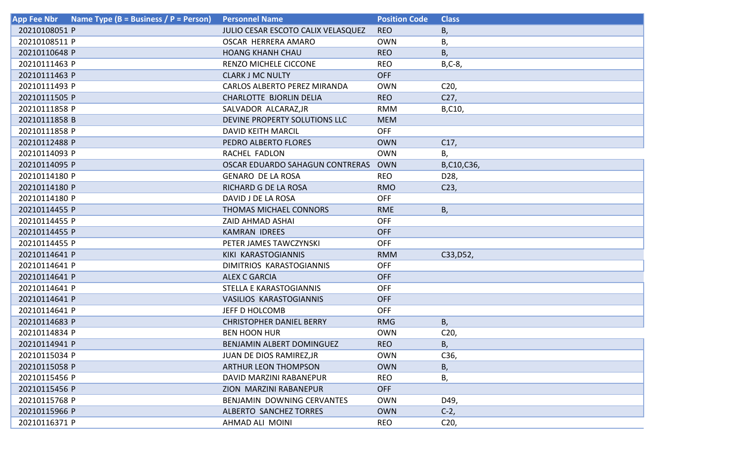| App Fee Nbr | Name Type (B = Business / P = Person) | Personnel Name | Position Code | Class |
|---|---|---|---|---|
| 20210108051 | P | JULIO CESAR ESCOTO CALIX VELASQUEZ | REO | B, |
| 20210108511 | P | OSCAR HERRERA AMARO | OWN | B, |
| 20210110648 | P | HOANG KHANH CHAU | REO | B, |
| 20210111463 | P | RENZO MICHELE CICCONE | REO | B,C-8, |
| 20210111463 | P | CLARK J MC NULTY | OFF | |
| 20210111493 | P | CARLOS ALBERTO PEREZ MIRANDA | OWN | C20, |
| 20210111505 | P | CHARLOTTE BJORLIN DELIA | REO | C27, |
| 20210111858 | P | SALVADOR ALCARAZ,JR | RMM | B,C10, |
| 20210111858 | B | DEVINE PROPERTY SOLUTIONS LLC | MEM | |
| 20210111858 | P | DAVID KEITH MARCIL | OFF | |
| 20210112488 | P | PEDRO ALBERTO FLORES | OWN | C17, |
| 20210114093 | P | RACHEL FADLON | OWN | B, |
| 20210114095 | P | OSCAR EDUARDO SAHAGUN CONTRERAS | OWN | B,C10,C36, |
| 20210114180 | P | GENARO DE LA ROSA | REO | D28, |
| 20210114180 | P | RICHARD G DE LA ROSA | RMO | C23, |
| 20210114180 | P | DAVID J DE LA ROSA | OFF | |
| 20210114455 | P | THOMAS MICHAEL CONNORS | RME | B, |
| 20210114455 | P | ZAID AHMAD ASHAI | OFF | |
| 20210114455 | P | KAMRAN IDREES | OFF | |
| 20210114455 | P | PETER JAMES TAWCZYNSKI | OFF | |
| 20210114641 | P | KIKI KARASTOGIANNIS | RMM | C33,D52, |
| 20210114641 | P | DIMITRIOS KARASTOGIANNIS | OFF | |
| 20210114641 | P | ALEX C GARCIA | OFF | |
| 20210114641 | P | STELLA E KARASTOGIANNIS | OFF | |
| 20210114641 | P | VASILIOS KARASTOGIANNIS | OFF | |
| 20210114641 | P | JEFF D HOLCOMB | OFF | |
| 20210114683 | P | CHRISTOPHER DANIEL BERRY | RMG | B, |
| 20210114834 | P | BEN HOON HUR | OWN | C20, |
| 20210114941 | P | BENJAMIN ALBERT DOMINGUEZ | REO | B, |
| 20210115034 | P | JUAN DE DIOS RAMIREZ,JR | OWN | C36, |
| 20210115058 | P | ARTHUR LEON THOMPSON | OWN | B, |
| 20210115456 | P | DAVID MARZINI RABANEPUR | REO | B, |
| 20210115456 | P | ZION MARZINI RABANEPUR | OFF | |
| 20210115768 | P | BENJAMIN DOWNING CERVANTES | OWN | D49, |
| 20210115966 | P | ALBERTO SANCHEZ TORRES | OWN | C-2, |
| 20210116371 | P | AHMAD ALI MOINI | REO | C20, |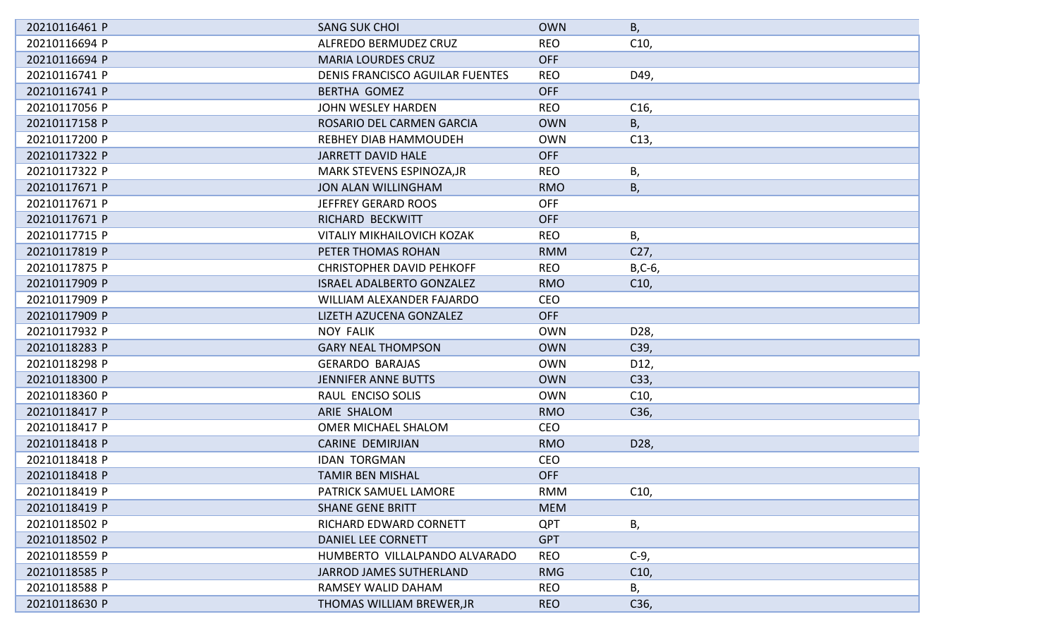| | | | |
|---|---|---|---|
| 20210116461 P | SANG SUK CHOI | OWN | B, |
| 20210116694 P | ALFREDO BERMUDEZ CRUZ | REO | C10, |
| 20210116694 P | MARIA LOURDES CRUZ | OFF | |
| 20210116741 P | DENIS FRANCISCO AGUILAR FUENTES | REO | D49, |
| 20210116741 P | BERTHA GOMEZ | OFF | |
| 20210117056 P | JOHN WESLEY HARDEN | REO | C16, |
| 20210117158 P | ROSARIO DEL CARMEN GARCIA | OWN | B, |
| 20210117200 P | REBHEY DIAB HAMMOUDEH | OWN | C13, |
| 20210117322 P | JARRETT DAVID HALE | OFF | |
| 20210117322 P | MARK STEVENS ESPINOZA,JR | REO | B, |
| 20210117671 P | JON ALAN WILLINGHAM | RMO | B, |
| 20210117671 P | JEFFREY GERARD ROOS | OFF | |
| 20210117671 P | RICHARD BECKWITT | OFF | |
| 20210117715 P | VITALIY MIKHAILOVICH KOZAK | REO | B, |
| 20210117819 P | PETER THOMAS ROHAN | RMM | C27, |
| 20210117875 P | CHRISTOPHER DAVID PEHKOFF | REO | B,C-6, |
| 20210117909 P | ISRAEL ADALBERTO GONZALEZ | RMO | C10, |
| 20210117909 P | WILLIAM ALEXANDER FAJARDO | CEO | |
| 20210117909 P | LIZETH AZUCENA GONZALEZ | OFF | |
| 20210117932 P | NOY FALIK | OWN | D28, |
| 20210118283 P | GARY NEAL THOMPSON | OWN | C39, |
| 20210118298 P | GERARDO BARAJAS | OWN | D12, |
| 20210118300 P | JENNIFER ANNE BUTTS | OWN | C33, |
| 20210118360 P | RAUL ENCISO SOLIS | OWN | C10, |
| 20210118417 P | ARIE SHALOM | RMO | C36, |
| 20210118417 P | OMER MICHAEL SHALOM | CEO | |
| 20210118418 P | CARINE DEMIRJIAN | RMO | D28, |
| 20210118418 P | IDAN TORGMAN | CEO | |
| 20210118418 P | TAMIR BEN MISHAL | OFF | |
| 20210118419 P | PATRICK SAMUEL LAMORE | RMM | C10, |
| 20210118419 P | SHANE GENE BRITT | MEM | |
| 20210118502 P | RICHARD EDWARD CORNETT | QPT | B, |
| 20210118502 P | DANIEL LEE CORNETT | GPT | |
| 20210118559 P | HUMBERTO VILLALPANDO ALVARADO | REO | C-9, |
| 20210118585 P | JARROD JAMES SUTHERLAND | RMG | C10, |
| 20210118588 P | RAMSEY WALID DAHAM | REO | B, |
| 20210118630 P | THOMAS WILLIAM BREWER,JR | REO | C36, |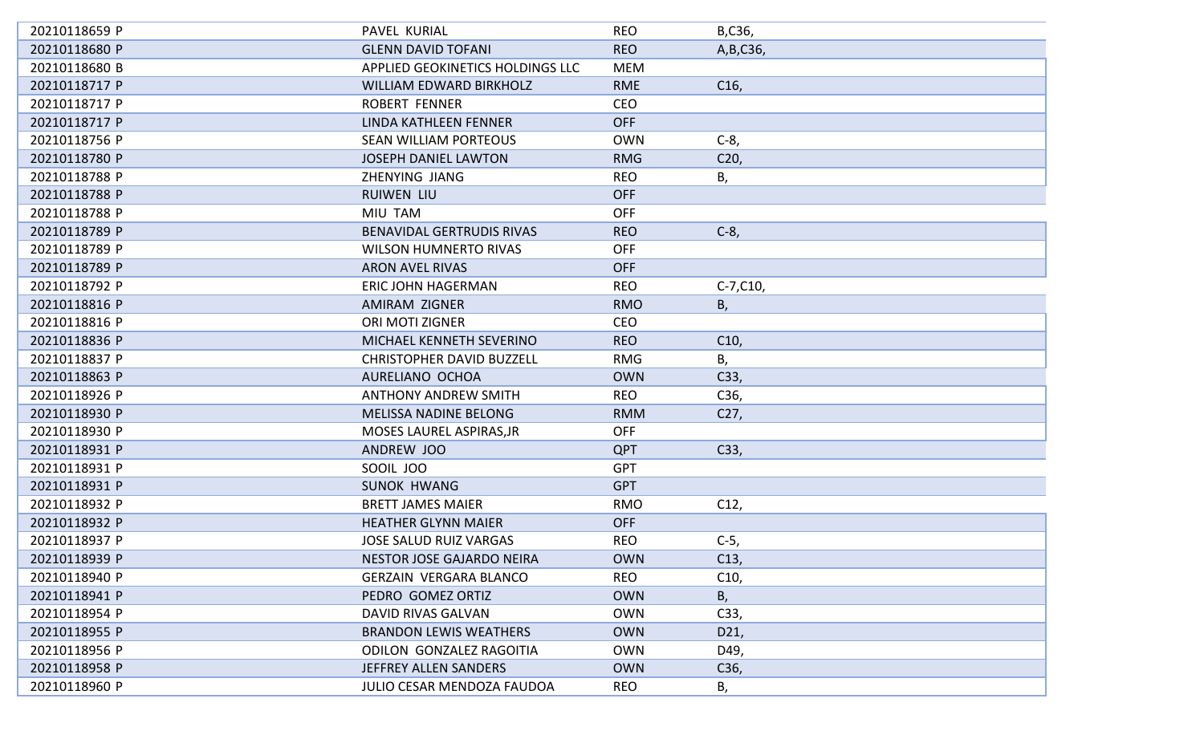| | | | |
|---|---|---|---|
| 20210118659 P | PAVEL KURIAL | REO | B,C36, |
| 20210118680 P | GLENN DAVID TOFANI | REO | A,B,C36, |
| 20210118680 B | APPLIED GEOKINETICS HOLDINGS LLC | MEM | |
| 20210118717 P | WILLIAM EDWARD BIRKHOLZ | RME | C16, |
| 20210118717 P | ROBERT FENNER | CEO | |
| 20210118717 P | LINDA KATHLEEN FENNER | OFF | |
| 20210118756 P | SEAN WILLIAM PORTEOUS | OWN | C-8, |
| 20210118780 P | JOSEPH DANIEL LAWTON | RMG | C20, |
| 20210118788 P | ZHENYING JIANG | REO | B, |
| 20210118788 P | RUIWEN LIU | OFF | |
| 20210118788 P | MIU TAM | OFF | |
| 20210118789 P | BENAVIDAL GERTRUDIS RIVAS | REO | C-8, |
| 20210118789 P | WILSON HUMNERTO RIVAS | OFF | |
| 20210118789 P | ARON AVEL RIVAS | OFF | |
| 20210118792 P | ERIC JOHN HAGERMAN | REO | C-7,C10, |
| 20210118816 P | AMIRAM ZIGNER | RMO | B, |
| 20210118816 P | ORI MOTI ZIGNER | CEO | |
| 20210118836 P | MICHAEL KENNETH SEVERINO | REO | C10, |
| 20210118837 P | CHRISTOPHER DAVID BUZZELL | RMG | B, |
| 20210118863 P | AURELIANO OCHOA | OWN | C33, |
| 20210118926 P | ANTHONY ANDREW SMITH | REO | C36, |
| 20210118930 P | MELISSA NADINE BELONG | RMM | C27, |
| 20210118930 P | MOSES LAUREL ASPIRAS,JR | OFF | |
| 20210118931 P | ANDREW JOO | QPT | C33, |
| 20210118931 P | SOOIL JOO | GPT | |
| 20210118931 P | SUNOK HWANG | GPT | |
| 20210118932 P | BRETT JAMES MAIER | RMO | C12, |
| 20210118932 P | HEATHER GLYNN MAIER | OFF | |
| 20210118937 P | JOSE SALUD RUIZ VARGAS | REO | C-5, |
| 20210118939 P | NESTOR JOSE GAJARDO NEIRA | OWN | C13, |
| 20210118940 P | GERZAIN VERGARA BLANCO | REO | C10, |
| 20210118941 P | PEDRO GOMEZ ORTIZ | OWN | B, |
| 20210118954 P | DAVID RIVAS GALVAN | OWN | C33, |
| 20210118955 P | BRANDON LEWIS WEATHERS | OWN | D21, |
| 20210118956 P | ODILON GONZALEZ RAGOITIA | OWN | D49, |
| 20210118958 P | JEFFREY ALLEN SANDERS | OWN | C36, |
| 20210118960 P | JULIO CESAR MENDOZA FAUDOA | REO | B, |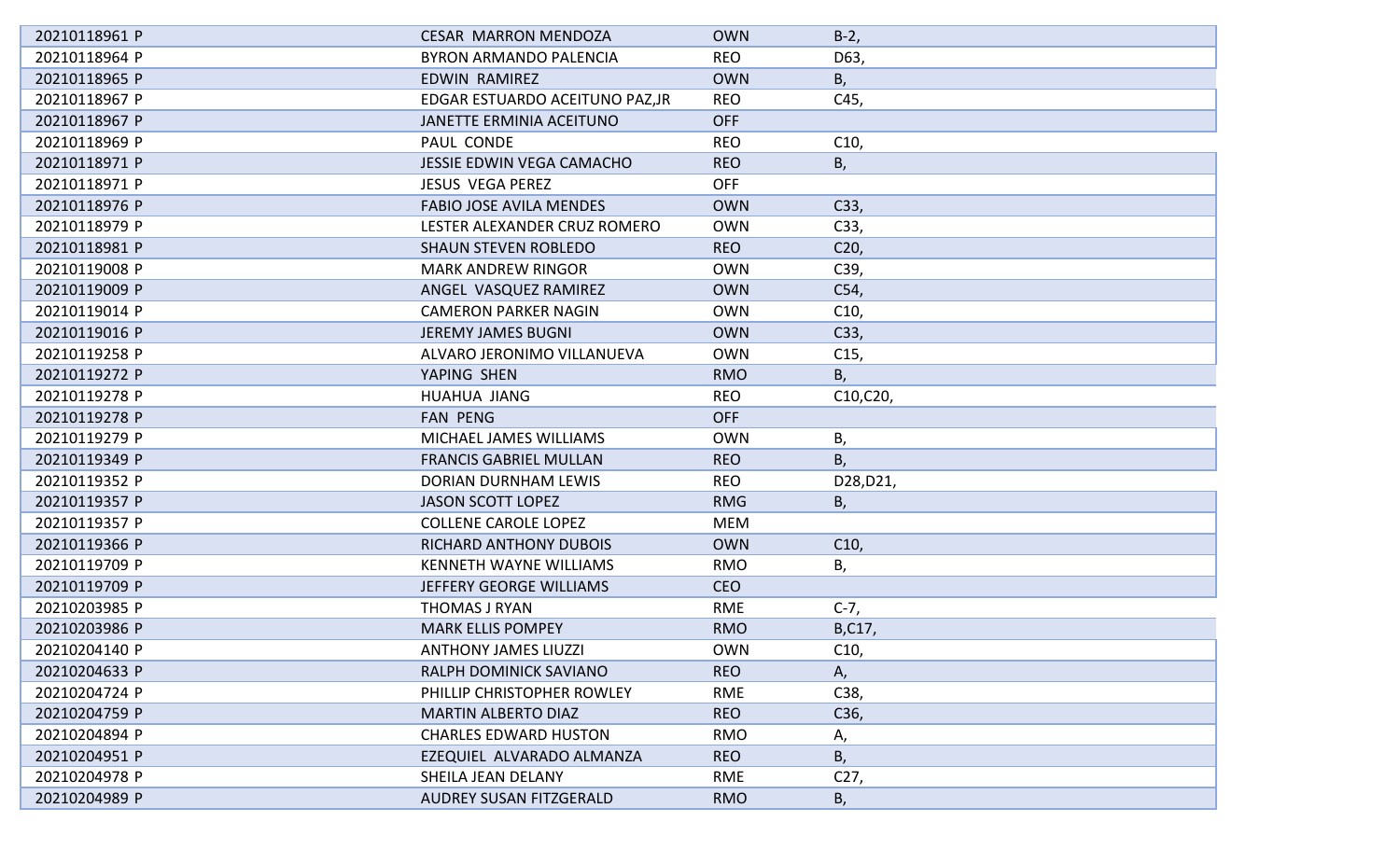| | | | |
|---|---|---|---|
| 20210118961 P | CESAR MARRON MENDOZA | OWN | B-2, |
| 20210118964 P | BYRON ARMANDO PALENCIA | REO | D63, |
| 20210118965 P | EDWIN RAMIREZ | OWN | B, |
| 20210118967 P | EDGAR ESTUARDO ACEITUNO PAZ,JR | REO | C45, |
| 20210118967 P | JANETTE ERMINIA ACEITUNO | OFF | |
| 20210118969 P | PAUL CONDE | REO | C10, |
| 20210118971 P | JESSIE EDWIN VEGA CAMACHO | REO | B, |
| 20210118971 P | JESUS VEGA PEREZ | OFF | |
| 20210118976 P | FABIO JOSE AVILA MENDES | OWN | C33, |
| 20210118979 P | LESTER ALEXANDER CRUZ ROMERO | OWN | C33, |
| 20210118981 P | SHAUN STEVEN ROBLEDO | REO | C20, |
| 20210119008 P | MARK ANDREW RINGOR | OWN | C39, |
| 20210119009 P | ANGEL VASQUEZ RAMIREZ | OWN | C54, |
| 20210119014 P | CAMERON PARKER NAGIN | OWN | C10, |
| 20210119016 P | JEREMY JAMES BUGNI | OWN | C33, |
| 20210119258 P | ALVARO JERONIMO VILLANUEVA | OWN | C15, |
| 20210119272 P | YAPING SHEN | RMO | B, |
| 20210119278 P | HUAHUA JIANG | REO | C10,C20, |
| 20210119278 P | FAN PENG | OFF | |
| 20210119279 P | MICHAEL JAMES WILLIAMS | OWN | B, |
| 20210119349 P | FRANCIS GABRIEL MULLAN | REO | B, |
| 20210119352 P | DORIAN DURNHAM LEWIS | REO | D28,D21, |
| 20210119357 P | JASON SCOTT LOPEZ | RMG | B, |
| 20210119357 P | COLLENE CAROLE LOPEZ | MEM | |
| 20210119366 P | RICHARD ANTHONY DUBOIS | OWN | C10, |
| 20210119709 P | KENNETH WAYNE WILLIAMS | RMO | B, |
| 20210119709 P | JEFFERY GEORGE WILLIAMS | CEO | |
| 20210203985 P | THOMAS J RYAN | RME | C-7, |
| 20210203986 P | MARK ELLIS POMPEY | RMO | B,C17, |
| 20210204140 P | ANTHONY JAMES LIUZZI | OWN | C10, |
| 20210204633 P | RALPH DOMINICK SAVIANO | REO | A, |
| 20210204724 P | PHILLIP CHRISTOPHER ROWLEY | RME | C38, |
| 20210204759 P | MARTIN ALBERTO DIAZ | REO | C36, |
| 20210204894 P | CHARLES EDWARD HUSTON | RMO | A, |
| 20210204951 P | EZEQUIEL ALVARADO ALMANZA | REO | B, |
| 20210204978 P | SHEILA JEAN DELANY | RME | C27, |
| 20210204989 P | AUDREY SUSAN FITZGERALD | RMO | B, |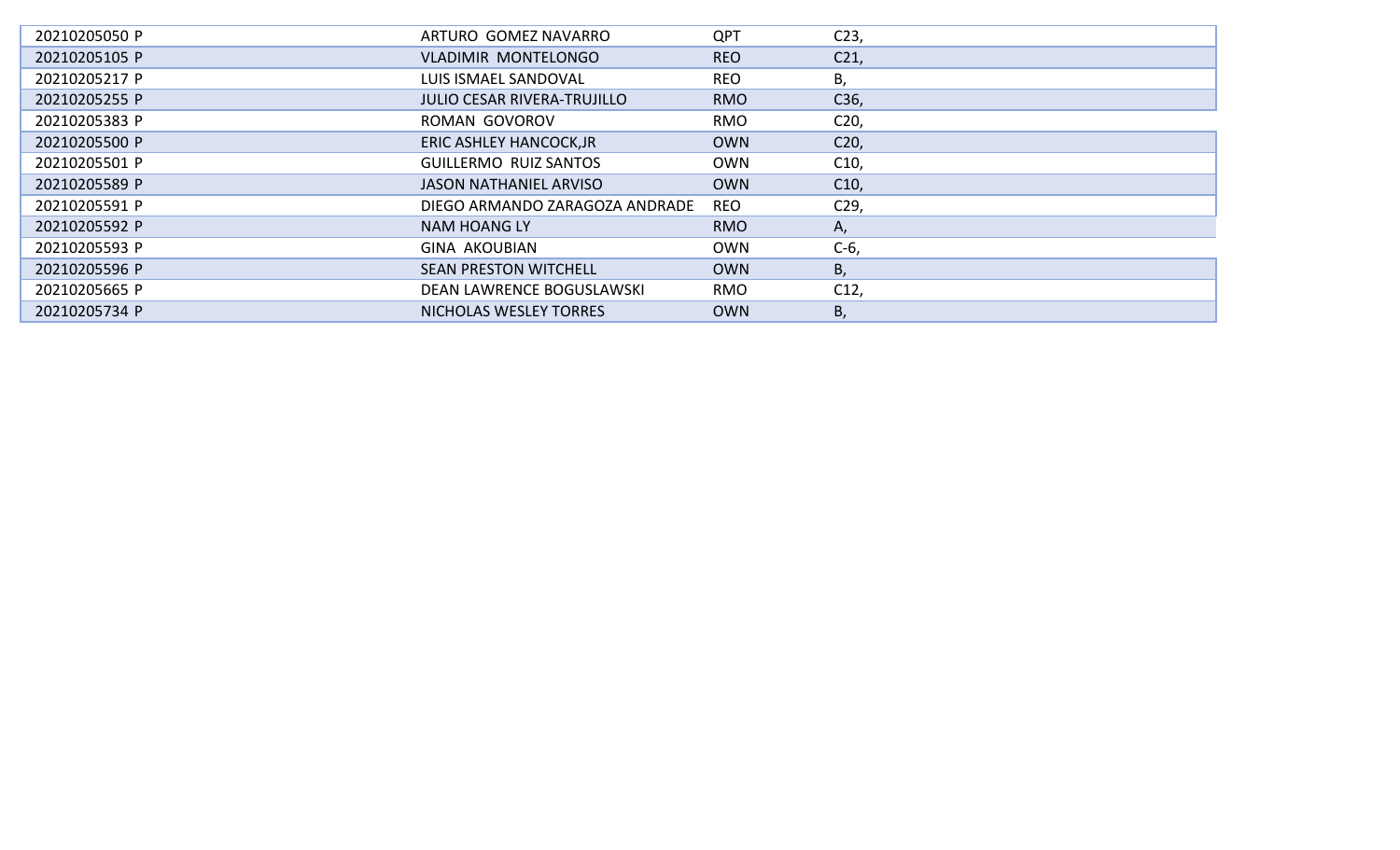| | | | |
|---|---|---|---|
| 20210205050 P | ARTURO GOMEZ NAVARRO | QPT | C23, |
| 20210205105 P | VLADIMIR MONTELONGO | REO | C21, |
| 20210205217 P | LUIS ISMAEL SANDOVAL | REO | B, |
| 20210205255 P | JULIO CESAR RIVERA-TRUJILLO | RMO | C36, |
| 20210205383 P | ROMAN GOVOROV | RMO | C20, |
| 20210205500 P | ERIC ASHLEY HANCOCK,JR | OWN | C20, |
| 20210205501 P | GUILLERMO RUIZ SANTOS | OWN | C10, |
| 20210205589 P | JASON NATHANIEL ARVISO | OWN | C10, |
| 20210205591 P | DIEGO ARMANDO ZARAGOZA ANDRADE | REO | C29, |
| 20210205592 P | NAM HOANG LY | RMO | A, |
| 20210205593 P | GINA AKOUBIAN | OWN | C-6, |
| 20210205596 P | SEAN PRESTON WITCHELL | OWN | B, |
| 20210205665 P | DEAN LAWRENCE BOGUSLAWSKI | RMO | C12, |
| 20210205734 P | NICHOLAS WESLEY TORRES | OWN | B, |